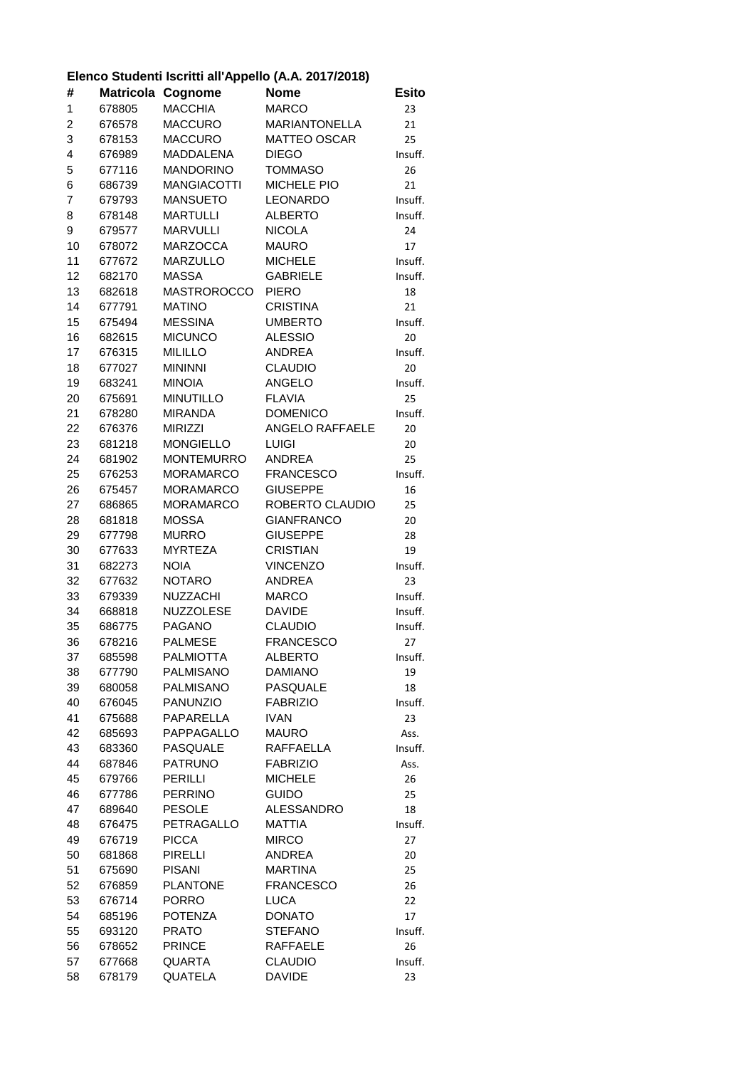**Elenco Studenti Iscritti all'Appello (A.A. 2017/2018)**

| # | Matricola | Cognome | Nome | Esito |
|---|---|---|---|---|
| 1 | 678805 | MACCHIA | MARCO | 23 |
| 2 | 676578 | MACCURO | MARIANTONELLA | 21 |
| 3 | 678153 | MACCURO | MATTEO OSCAR | 25 |
| 4 | 676989 | MADDALENA | DIEGO | Insuff. |
| 5 | 677116 | MANDORINO | TOMMASO | 26 |
| 6 | 686739 | MANGIACOTTI | MICHELE PIO | 21 |
| 7 | 679793 | MANSUETO | LEONARDO | Insuff. |
| 8 | 678148 | MARTULLI | ALBERTO | Insuff. |
| 9 | 679577 | MARVULLI | NICOLA | 24 |
| 10 | 678072 | MARZOCCA | MAURO | 17 |
| 11 | 677672 | MARZULLO | MICHELE | Insuff. |
| 12 | 682170 | MASSA | GABRIELE | Insuff. |
| 13 | 682618 | MASTROROCCO | PIERO | 18 |
| 14 | 677791 | MATINO | CRISTINA | 21 |
| 15 | 675494 | MESSINA | UMBERTO | Insuff. |
| 16 | 682615 | MICUNCO | ALESSIO | 20 |
| 17 | 676315 | MILILLO | ANDREA | Insuff. |
| 18 | 677027 | MININNI | CLAUDIO | 20 |
| 19 | 683241 | MINOIA | ANGELO | Insuff. |
| 20 | 675691 | MINUTILLO | FLAVIA | 25 |
| 21 | 678280 | MIRANDA | DOMENICO | Insuff. |
| 22 | 676376 | MIRIZZI | ANGELO RAFFAELE | 20 |
| 23 | 681218 | MONGIELLO | LUIGI | 20 |
| 24 | 681902 | MONTEMURRO | ANDREA | 25 |
| 25 | 676253 | MORAMARCO | FRANCESCO | Insuff. |
| 26 | 675457 | MORAMARCO | GIUSEPPE | 16 |
| 27 | 686865 | MORAMARCO | ROBERTO CLAUDIO | 25 |
| 28 | 681818 | MOSSA | GIANFRANCO | 20 |
| 29 | 677798 | MURRO | GIUSEPPE | 28 |
| 30 | 677633 | MYRTEZA | CRISTIAN | 19 |
| 31 | 682273 | NOIA | VINCENZO | Insuff. |
| 32 | 677632 | NOTARO | ANDREA | 23 |
| 33 | 679339 | NUZZACHI | MARCO | Insuff. |
| 34 | 668818 | NUZZOLESE | DAVIDE | Insuff. |
| 35 | 686775 | PAGANO | CLAUDIO | Insuff. |
| 36 | 678216 | PALMESE | FRANCESCO | 27 |
| 37 | 685598 | PALMIOTTA | ALBERTO | Insuff. |
| 38 | 677790 | PALMISANO | DAMIANO | 19 |
| 39 | 680058 | PALMISANO | PASQUALE | 18 |
| 40 | 676045 | PANUNZIO | FABRIZIO | Insuff. |
| 41 | 675688 | PAPARELLA | IVAN | 23 |
| 42 | 685693 | PAPPAGALLO | MAURO | Ass. |
| 43 | 683360 | PASQUALE | RAFFAELLA | Insuff. |
| 44 | 687846 | PATRUNO | FABRIZIO | Ass. |
| 45 | 679766 | PERILLI | MICHELE | 26 |
| 46 | 677786 | PERRINO | GUIDO | 25 |
| 47 | 689640 | PESOLE | ALESSANDRO | 18 |
| 48 | 676475 | PETRAGALLO | MATTIA | Insuff. |
| 49 | 676719 | PICCA | MIRCO | 27 |
| 50 | 681868 | PIRELLI | ANDREA | 20 |
| 51 | 675690 | PISANI | MARTINA | 25 |
| 52 | 676859 | PLANTONE | FRANCESCO | 26 |
| 53 | 676714 | PORRO | LUCA | 22 |
| 54 | 685196 | POTENZA | DONATO | 17 |
| 55 | 693120 | PRATO | STEFANO | Insuff. |
| 56 | 678652 | PRINCE | RAFFAELE | 26 |
| 57 | 677668 | QUARTA | CLAUDIO | Insuff. |
| 58 | 678179 | QUATELA | DAVIDE | 23 |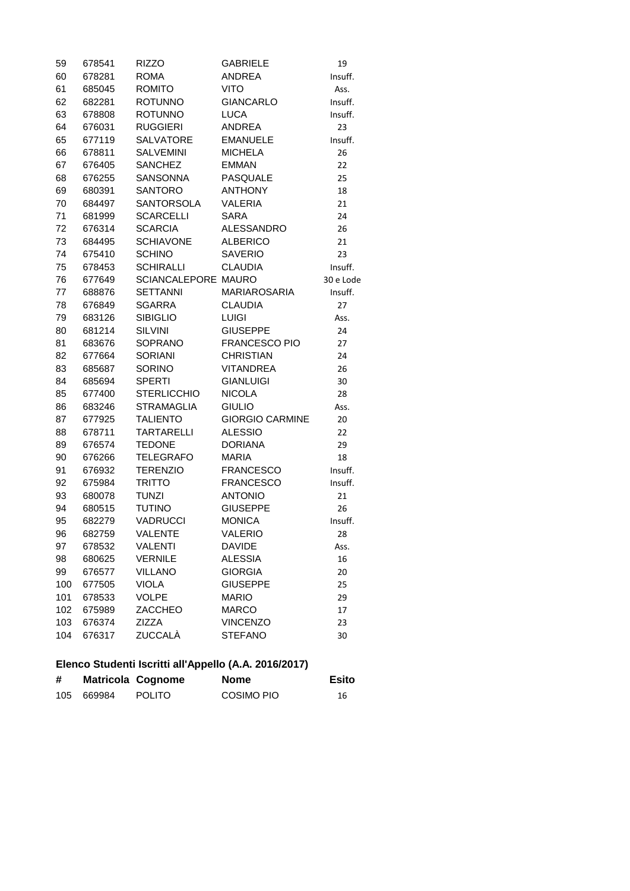| | | | | |
|---|---|---|---|---|
| 59 | 678541 | RIZZO | GABRIELE | 19 |
| 60 | 678281 | ROMA | ANDREA | Insuff. |
| 61 | 685045 | ROMITO | VITO | Ass. |
| 62 | 682281 | ROTUNNO | GIANCARLO | Insuff. |
| 63 | 678808 | ROTUNNO | LUCA | Insuff. |
| 64 | 676031 | RUGGIERI | ANDREA | 23 |
| 65 | 677119 | SALVATORE | EMANUELE | Insuff. |
| 66 | 678811 | SALVEMINI | MICHELA | 26 |
| 67 | 676405 | SANCHEZ | EMMAN | 22 |
| 68 | 676255 | SANSONNA | PASQUALE | 25 |
| 69 | 680391 | SANTORO | ANTHONY | 18 |
| 70 | 684497 | SANTORSOLA | VALERIA | 21 |
| 71 | 681999 | SCARCELLI | SARA | 24 |
| 72 | 676314 | SCARCIA | ALESSANDRO | 26 |
| 73 | 684495 | SCHIAVONE | ALBERICO | 21 |
| 74 | 675410 | SCHINO | SAVERIO | 23 |
| 75 | 678453 | SCHIRALLI | CLAUDIA | Insuff. |
| 76 | 677649 | SCIANCALEPORE | MAURO | 30 e Lode |
| 77 | 688876 | SETTANNI | MARIAROSARIA | Insuff. |
| 78 | 676849 | SGARRA | CLAUDIA | 27 |
| 79 | 683126 | SIBIGLIO | LUIGI | Ass. |
| 80 | 681214 | SILVINI | GIUSEPPE | 24 |
| 81 | 683676 | SOPRANO | FRANCESCO PIO | 27 |
| 82 | 677664 | SORIANI | CHRISTIAN | 24 |
| 83 | 685687 | SORINO | VITANDREA | 26 |
| 84 | 685694 | SPERTI | GIANLUIGI | 30 |
| 85 | 677400 | STERLICCHIO | NICOLA | 28 |
| 86 | 683246 | STRAMAGLIA | GIULIO | Ass. |
| 87 | 677925 | TALIENTO | GIORGIO CARMINE | 20 |
| 88 | 678711 | TARTARELLI | ALESSIO | 22 |
| 89 | 676574 | TEDONE | DORIANA | 29 |
| 90 | 676266 | TELEGRAFO | MARIA | 18 |
| 91 | 676932 | TERENZIO | FRANCESCO | Insuff. |
| 92 | 675984 | TRITTO | FRANCESCO | Insuff. |
| 93 | 680078 | TUNZI | ANTONIO | 21 |
| 94 | 680515 | TUTINO | GIUSEPPE | 26 |
| 95 | 682279 | VADRUCCI | MONICA | Insuff. |
| 96 | 682759 | VALENTE | VALERIO | 28 |
| 97 | 678532 | VALENTI | DAVIDE | Ass. |
| 98 | 680625 | VERNILE | ALESSIA | 16 |
| 99 | 676577 | VILLANO | GIORGIA | 20 |
| 100 | 677505 | VIOLA | GIUSEPPE | 25 |
| 101 | 678533 | VOLPE | MARIO | 29 |
| 102 | 675989 | ZACCHEO | MARCO | 17 |
| 103 | 676374 | ZIZZA | VINCENZO | 23 |
| 104 | 676317 | ZUCCALÀ | STEFANO | 30 |

**Elenco Studenti Iscritti all'Appello (A.A. 2016/2017)**

| # | Matricola | Cognome | Nome | Esito |
|---|---|---|---|---|
| 105 | 669984 | POLITO | COSIMO PIO | 16 |